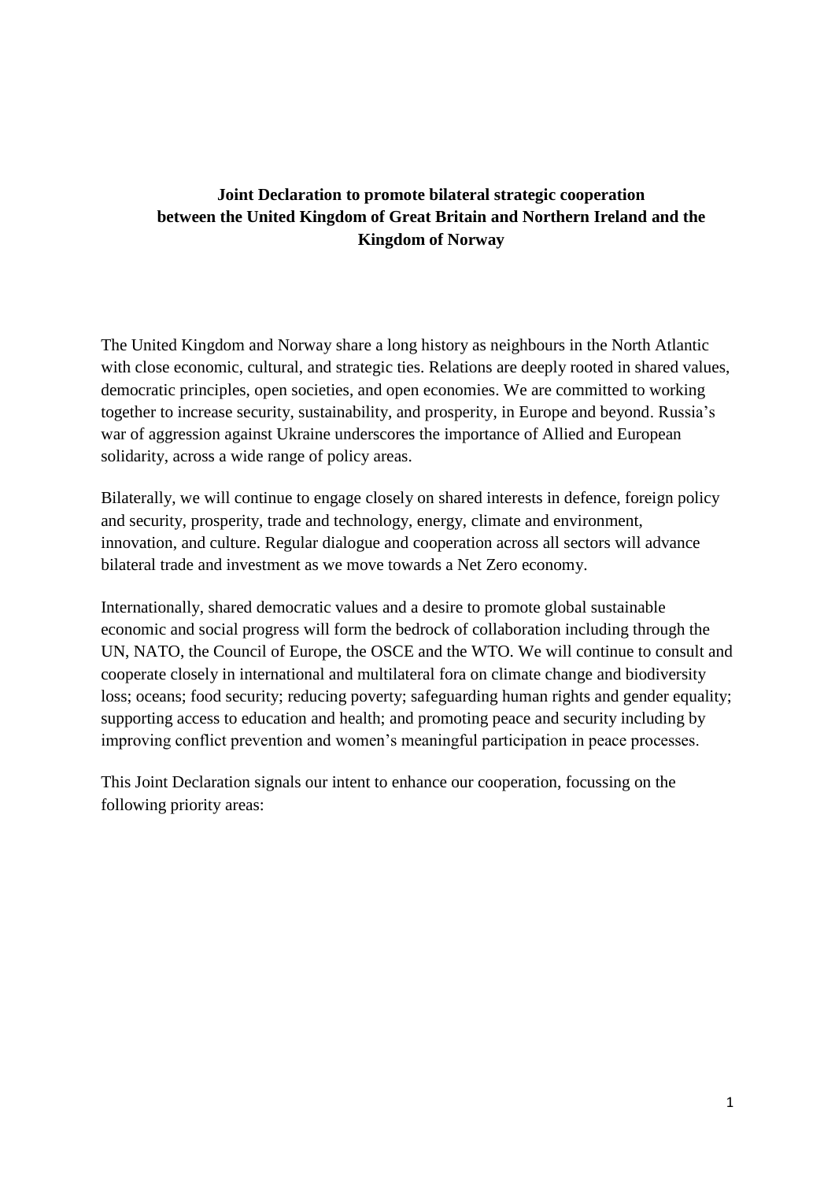# Joint Declaration to promote bilateral strategic cooperation between the United Kingdom of Great Britain and Northern Ireland and the Kingdom of Norway

The United Kingdom and Norway share a long history as neighbours in the North Atlantic with close economic, cultural, and strategic ties. Relations are deeply rooted in shared values, democratic principles, open societies, and open economies. We are committed to working together to increase security, sustainability, and prosperity, in Europe and beyond. Russia's war of aggression against Ukraine underscores the importance of Allied and European solidarity, across a wide range of policy areas.

Bilaterally, we will continue to engage closely on shared interests in defence, foreign policy and security, prosperity, trade and technology, energy, climate and environment, innovation, and culture. Regular dialogue and cooperation across all sectors will advance bilateral trade and investment as we move towards a Net Zero economy.

Internationally, shared democratic values and a desire to promote global sustainable economic and social progress will form the bedrock of collaboration including through the UN, NATO, the Council of Europe, the OSCE and the WTO. We will continue to consult and cooperate closely in international and multilateral fora on climate change and biodiversity loss; oceans; food security; reducing poverty; safeguarding human rights and gender equality; supporting access to education and health; and promoting peace and security including by improving conflict prevention and women's meaningful participation in peace processes.

This Joint Declaration signals our intent to enhance our cooperation, focussing on the following priority areas: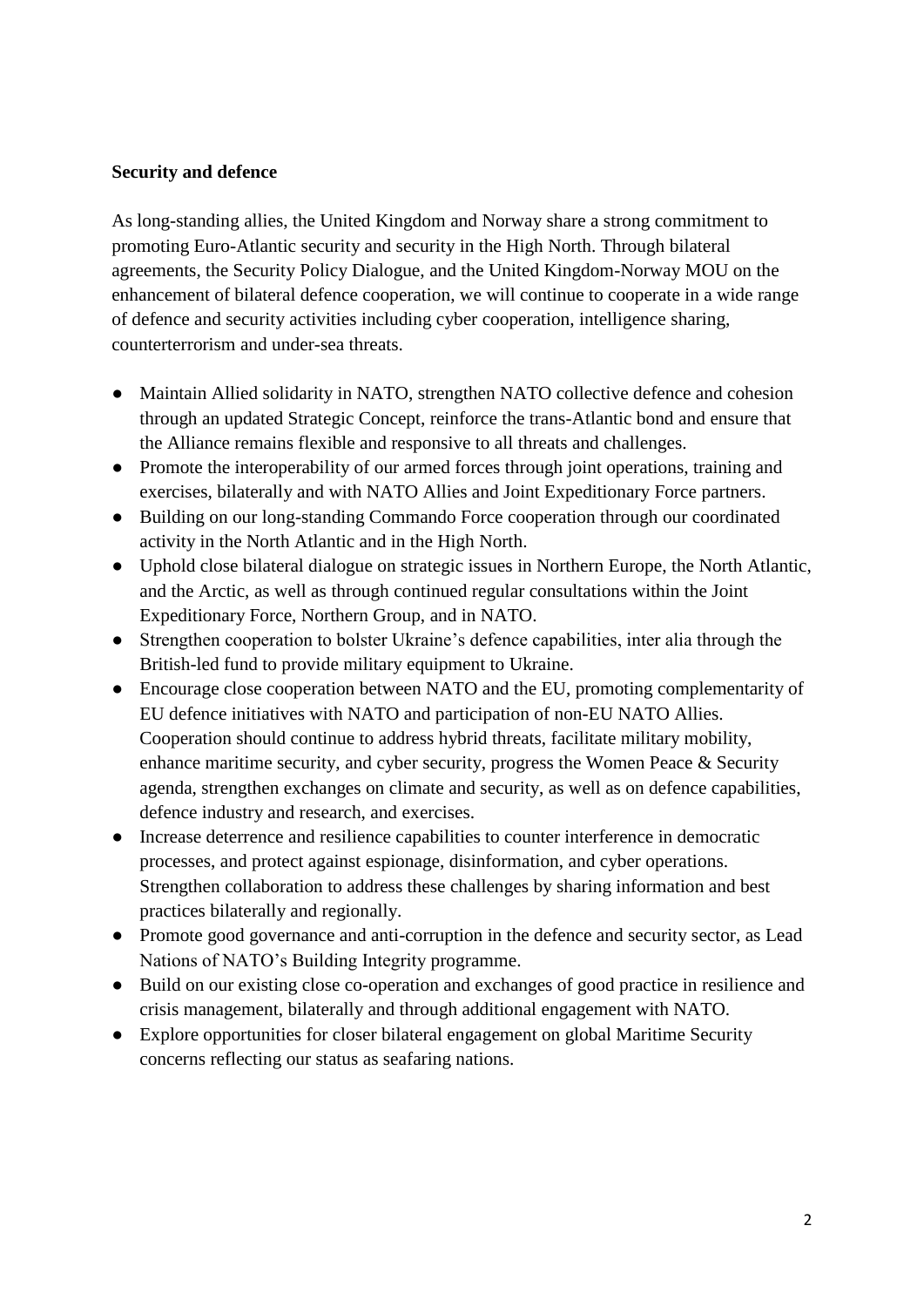**Security and defence**

As long-standing allies, the United Kingdom and Norway share a strong commitment to promoting Euro-Atlantic security and security in the High North. Through bilateral agreements, the Security Policy Dialogue, and the United Kingdom-Norway MOU on the enhancement of bilateral defence cooperation, we will continue to cooperate in a wide range of defence and security activities including cyber cooperation, intelligence sharing, counterterrorism and under-sea threats.

- Maintain Allied solidarity in NATO, strengthen NATO collective defence and cohesion through an updated Strategic Concept, reinforce the trans-Atlantic bond and ensure that the Alliance remains flexible and responsive to all threats and challenges.
- Promote the interoperability of our armed forces through joint operations, training and exercises, bilaterally and with NATO Allies and Joint Expeditionary Force partners.
- Building on our long-standing Commando Force cooperation through our coordinated activity in the North Atlantic and in the High North.
- Uphold close bilateral dialogue on strategic issues in Northern Europe, the North Atlantic, and the Arctic, as well as through continued regular consultations within the Joint Expeditionary Force, Northern Group, and in NATO.
- Strengthen cooperation to bolster Ukraine's defence capabilities, inter alia through the British-led fund to provide military equipment to Ukraine.
- Encourage close cooperation between NATO and the EU, promoting complementarity of EU defence initiatives with NATO and participation of non-EU NATO Allies. Cooperation should continue to address hybrid threats, facilitate military mobility, enhance maritime security, and cyber security, progress the Women Peace & Security agenda, strengthen exchanges on climate and security, as well as on defence capabilities, defence industry and research, and exercises.
- Increase deterrence and resilience capabilities to counter interference in democratic processes, and protect against espionage, disinformation, and cyber operations. Strengthen collaboration to address these challenges by sharing information and best practices bilaterally and regionally.
- Promote good governance and anti-corruption in the defence and security sector, as Lead Nations of NATO's Building Integrity programme.
- Build on our existing close co-operation and exchanges of good practice in resilience and crisis management, bilaterally and through additional engagement with NATO.
- Explore opportunities for closer bilateral engagement on global Maritime Security concerns reflecting our status as seafaring nations.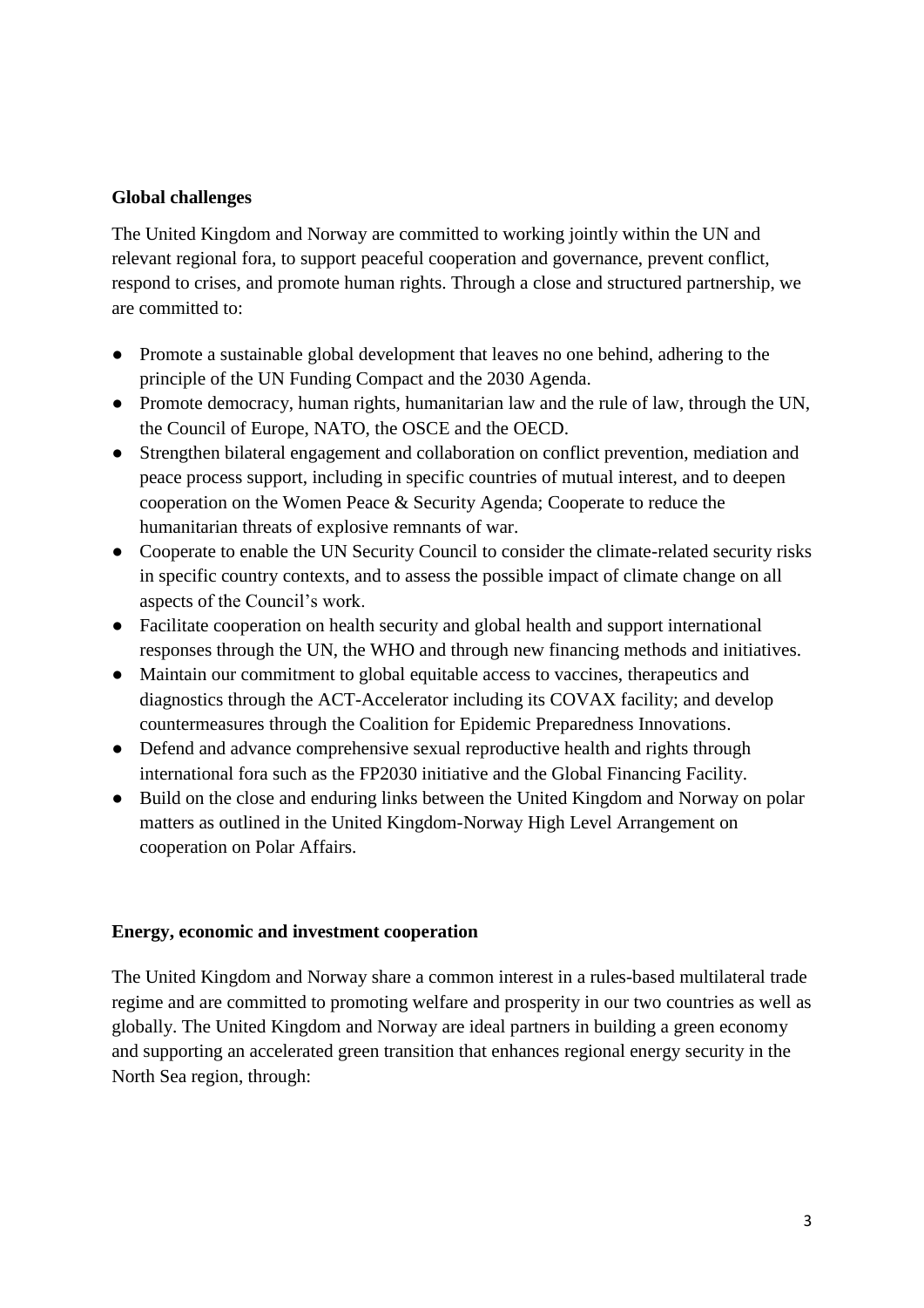**Global challenges**

The United Kingdom and Norway are committed to working jointly within the UN and relevant regional fora, to support peaceful cooperation and governance, prevent conflict, respond to crises, and promote human rights. Through a close and structured partnership, we are committed to:

- Promote a sustainable global development that leaves no one behind, adhering to the principle of the UN Funding Compact and the 2030 Agenda.
- Promote democracy, human rights, humanitarian law and the rule of law, through the UN, the Council of Europe, NATO, the OSCE and the OECD.
- Strengthen bilateral engagement and collaboration on conflict prevention, mediation and peace process support, including in specific countries of mutual interest, and to deepen cooperation on the Women Peace & Security Agenda; Cooperate to reduce the humanitarian threats of explosive remnants of war.
- Cooperate to enable the UN Security Council to consider the climate-related security risks in specific country contexts, and to assess the possible impact of climate change on all aspects of the Council's work.
- Facilitate cooperation on health security and global health and support international responses through the UN, the WHO and through new financing methods and initiatives.
- Maintain our commitment to global equitable access to vaccines, therapeutics and diagnostics through the ACT-Accelerator including its COVAX facility; and develop countermeasures through the Coalition for Epidemic Preparedness Innovations.
- Defend and advance comprehensive sexual reproductive health and rights through international fora such as the FP2030 initiative and the Global Financing Facility.
- Build on the close and enduring links between the United Kingdom and Norway on polar matters as outlined in the United Kingdom-Norway High Level Arrangement on cooperation on Polar Affairs.

**Energy, economic and investment cooperation**

The United Kingdom and Norway share a common interest in a rules-based multilateral trade regime and are committed to promoting welfare and prosperity in our two countries as well as globally. The United Kingdom and Norway are ideal partners in building a green economy and supporting an accelerated green transition that enhances regional energy security in the North Sea region, through: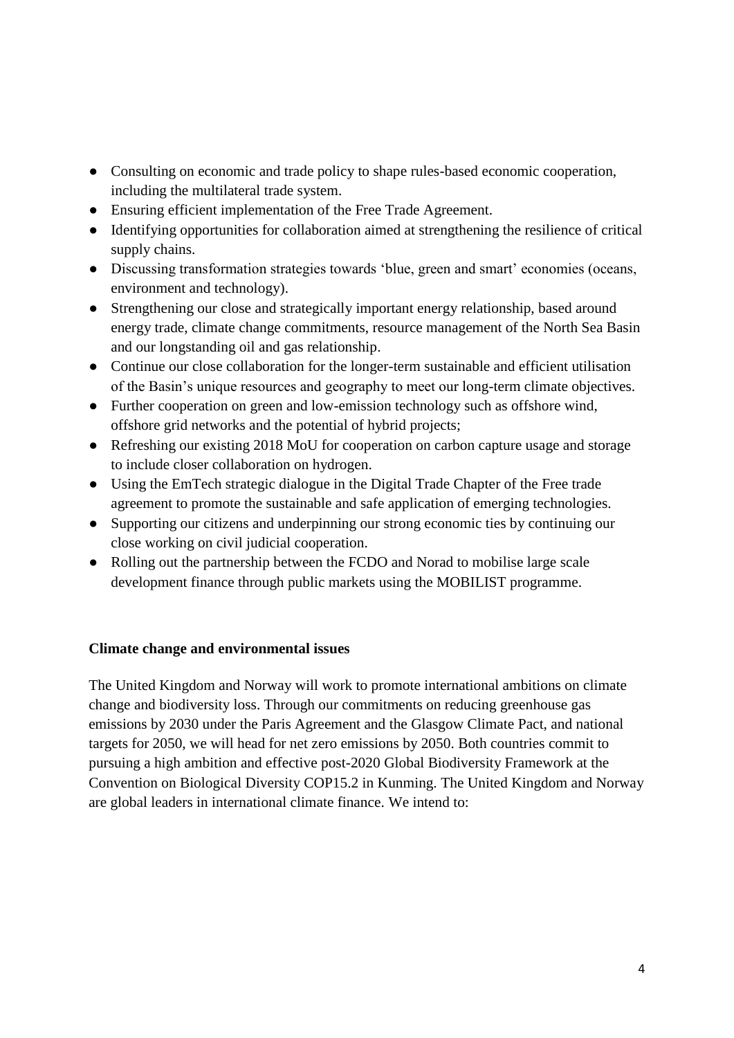- Consulting on economic and trade policy to shape rules-based economic cooperation, including the multilateral trade system.
- Ensuring efficient implementation of the Free Trade Agreement.
- Identifying opportunities for collaboration aimed at strengthening the resilience of critical supply chains.
- Discussing transformation strategies towards 'blue, green and smart' economies (oceans, environment and technology).
- Strengthening our close and strategically important energy relationship, based around energy trade, climate change commitments, resource management of the North Sea Basin and our longstanding oil and gas relationship.
- Continue our close collaboration for the longer-term sustainable and efficient utilisation of the Basin's unique resources and geography to meet our long-term climate objectives.
- Further cooperation on green and low-emission technology such as offshore wind, offshore grid networks and the potential of hybrid projects;
- Refreshing our existing 2018 MoU for cooperation on carbon capture usage and storage to include closer collaboration on hydrogen.
- Using the EmTech strategic dialogue in the Digital Trade Chapter of the Free trade agreement to promote the sustainable and safe application of emerging technologies.
- Supporting our citizens and underpinning our strong economic ties by continuing our close working on civil judicial cooperation.
- Rolling out the partnership between the FCDO and Norad to mobilise large scale development finance through public markets using the MOBILIST programme.

**Climate change and environmental issues**

The United Kingdom and Norway will work to promote international ambitions on climate change and biodiversity loss. Through our commitments on reducing greenhouse gas emissions by 2030 under the Paris Agreement and the Glasgow Climate Pact, and national targets for 2050, we will head for net zero emissions by 2050. Both countries commit to pursuing a high ambition and effective post-2020 Global Biodiversity Framework at the Convention on Biological Diversity COP15.2 in Kunming. The United Kingdom and Norway are global leaders in international climate finance. We intend to: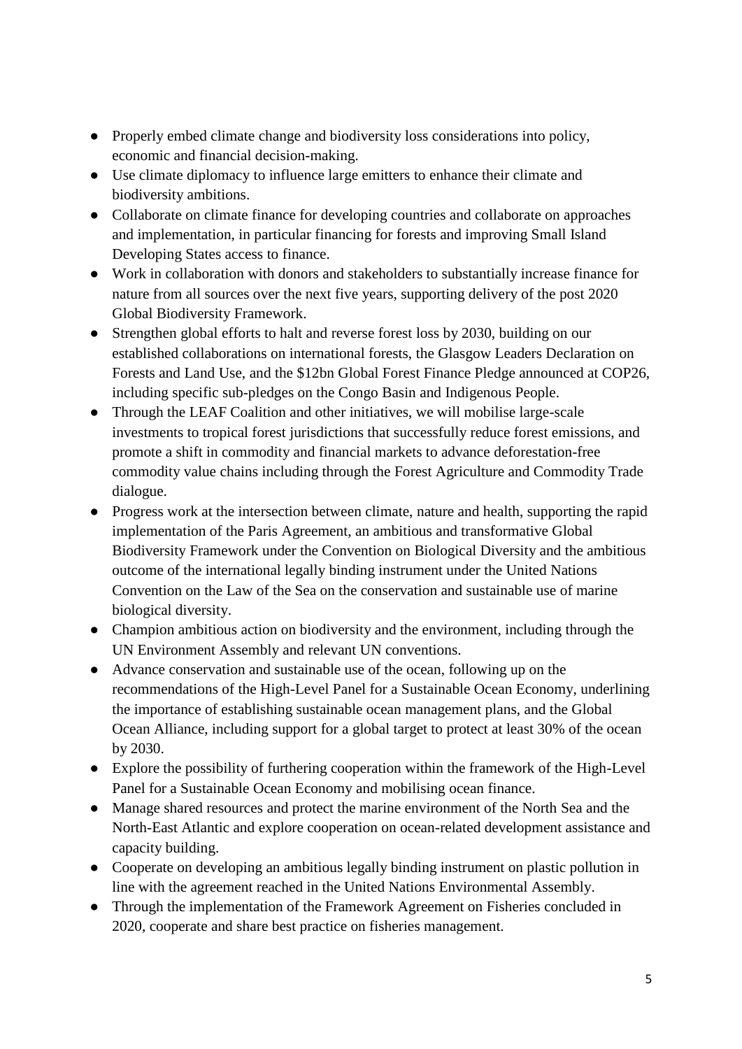- Properly embed climate change and biodiversity loss considerations into policy, economic and financial decision-making.
- Use climate diplomacy to influence large emitters to enhance their climate and biodiversity ambitions.
- Collaborate on climate finance for developing countries and collaborate on approaches and implementation, in particular financing for forests and improving Small Island Developing States access to finance.
- Work in collaboration with donors and stakeholders to substantially increase finance for nature from all sources over the next five years, supporting delivery of the post 2020 Global Biodiversity Framework.
- Strengthen global efforts to halt and reverse forest loss by 2030, building on our established collaborations on international forests, the Glasgow Leaders Declaration on Forests and Land Use, and the $12bn Global Forest Finance Pledge announced at COP26, including specific sub-pledges on the Congo Basin and Indigenous People.
- Through the LEAF Coalition and other initiatives, we will mobilise large-scale investments to tropical forest jurisdictions that successfully reduce forest emissions, and promote a shift in commodity and financial markets to advance deforestation-free commodity value chains including through the Forest Agriculture and Commodity Trade dialogue.
- Progress work at the intersection between climate, nature and health, supporting the rapid implementation of the Paris Agreement, an ambitious and transformative Global Biodiversity Framework under the Convention on Biological Diversity and the ambitious outcome of the international legally binding instrument under the United Nations Convention on the Law of the Sea on the conservation and sustainable use of marine biological diversity.
- Champion ambitious action on biodiversity and the environment, including through the UN Environment Assembly and relevant UN conventions.
- Advance conservation and sustainable use of the ocean, following up on the recommendations of the High-Level Panel for a Sustainable Ocean Economy, underlining the importance of establishing sustainable ocean management plans, and the Global Ocean Alliance, including support for a global target to protect at least 30% of the ocean by 2030.
- Explore the possibility of furthering cooperation within the framework of the High-Level Panel for a Sustainable Ocean Economy and mobilising ocean finance.
- Manage shared resources and protect the marine environment of the North Sea and the North-East Atlantic and explore cooperation on ocean-related development assistance and capacity building.
- Cooperate on developing an ambitious legally binding instrument on plastic pollution in line with the agreement reached in the United Nations Environmental Assembly.
- Through the implementation of the Framework Agreement on Fisheries concluded in 2020, cooperate and share best practice on fisheries management.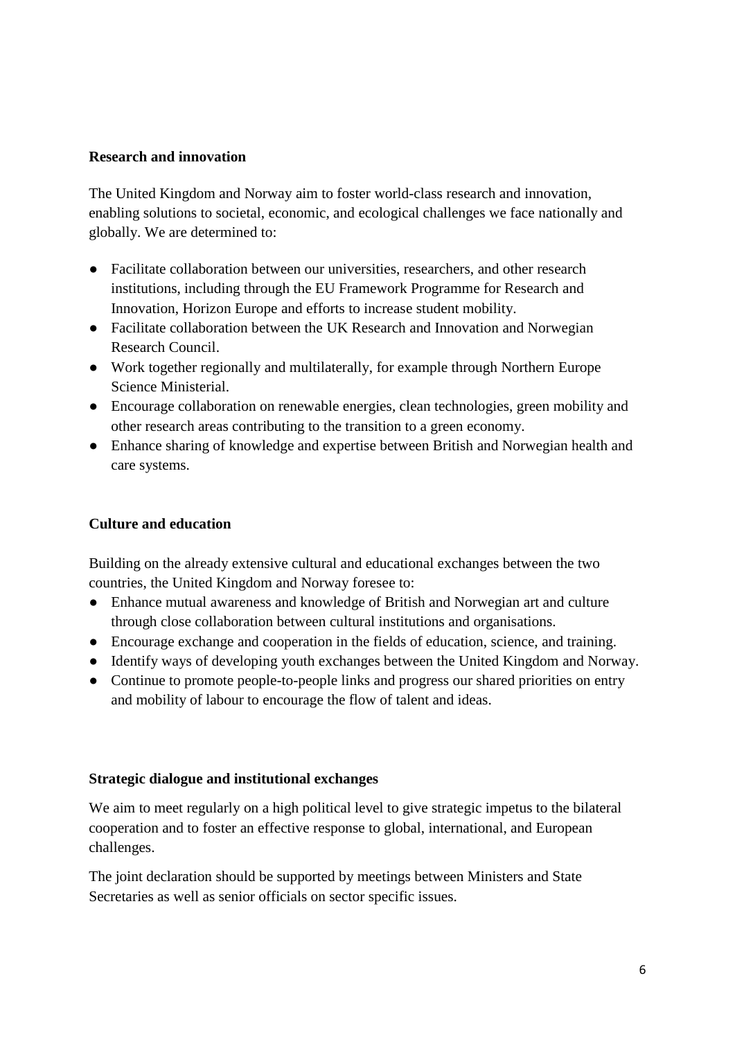**Research and innovation**

The United Kingdom and Norway aim to foster world-class research and innovation, enabling solutions to societal, economic, and ecological challenges we face nationally and globally. We are determined to:

- Facilitate collaboration between our universities, researchers, and other research institutions, including through the EU Framework Programme for Research and Innovation, Horizon Europe and efforts to increase student mobility.
- Facilitate collaboration between the UK Research and Innovation and Norwegian Research Council.
- Work together regionally and multilaterally, for example through Northern Europe Science Ministerial.
- Encourage collaboration on renewable energies, clean technologies, green mobility and other research areas contributing to the transition to a green economy.
- Enhance sharing of knowledge and expertise between British and Norwegian health and care systems.

**Culture and education**

Building on the already extensive cultural and educational exchanges between the two countries, the United Kingdom and Norway foresee to:

- Enhance mutual awareness and knowledge of British and Norwegian art and culture through close collaboration between cultural institutions and organisations.
- Encourage exchange and cooperation in the fields of education, science, and training.
- Identify ways of developing youth exchanges between the United Kingdom and Norway.
- Continue to promote people-to-people links and progress our shared priorities on entry and mobility of labour to encourage the flow of talent and ideas.

**Strategic dialogue and institutional exchanges**

We aim to meet regularly on a high political level to give strategic impetus to the bilateral cooperation and to foster an effective response to global, international, and European challenges.

The joint declaration should be supported by meetings between Ministers and State Secretaries as well as senior officials on sector specific issues.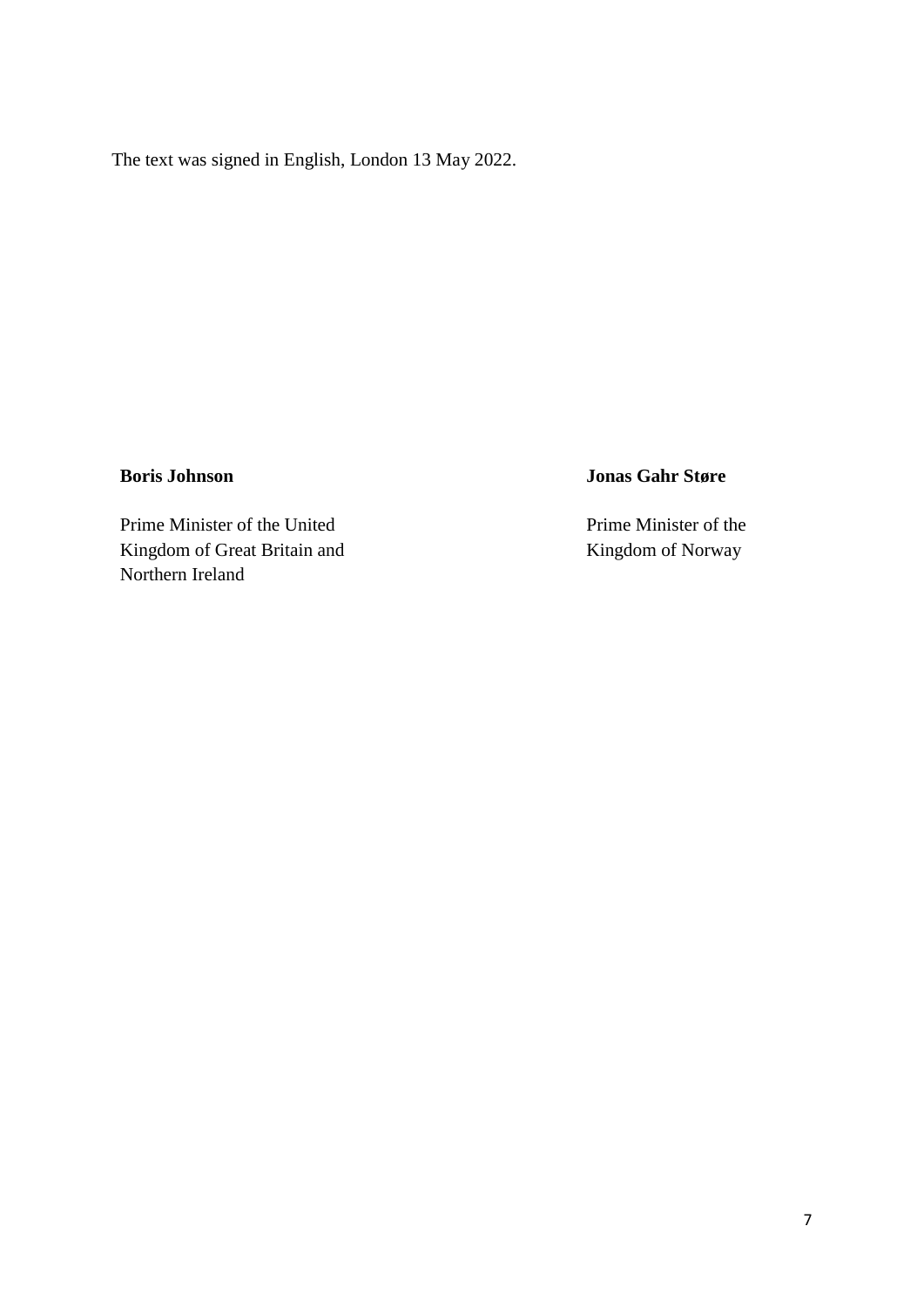The text was signed in English, London 13 May 2022.

**Boris Johnson**

Prime Minister of the United Kingdom of Great Britain and Northern Ireland

**Jonas Gahr Støre**

Prime Minister of the Kingdom of Norway